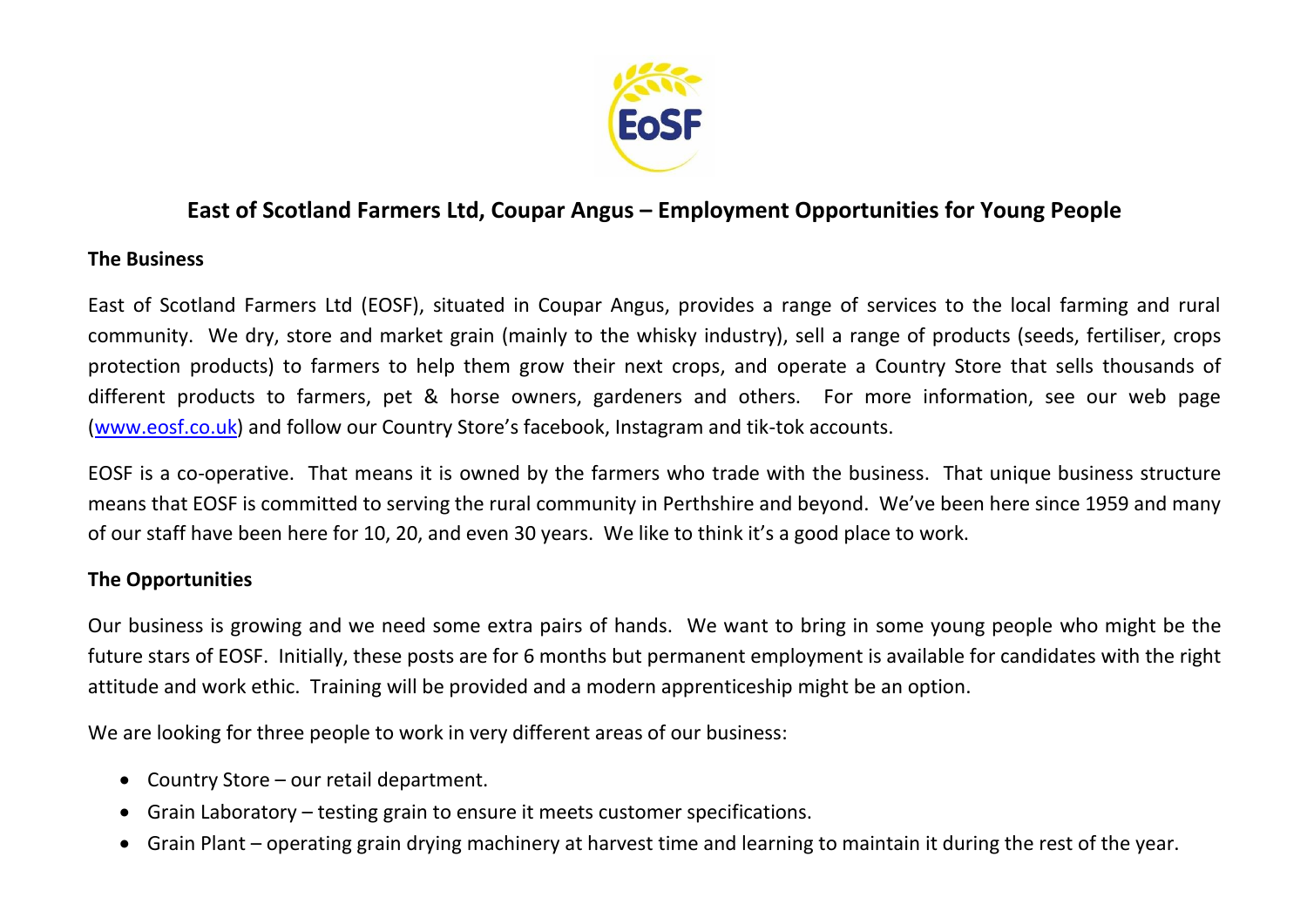# East of Scotland Farmers Ltd, Coupar Angus – Employment Opportunities for Young People

## The Business

East of Scotland Farmers Ltd (EOSF), situated in Coupar Angus, provides a range of services to the local farming and rural community. We dry, store and market grain (mainly to the whisky industry), sell a range of products (seeds, fertiliser, crops protection products) to farmers to help them grow their next crops, and operate a Country Store that sells thousands of different products to farmers, pet & horse owners, gardeners and others. For more information, see our web page ([www.eosf.co.uk](www.eosf.co.uk)) and follow our Country Store's facebook, Instagram and tik-tok accounts.

EOSF is a co-operative. That means it is owned by the farmers who trade with the business. That unique business structure means that EOSF is committed to serving the rural community in Perthshire and beyond. We've been here since 1959 and many of our staff have been here for 10, 20, and even 30 years. We like to think it's a good place to work.

## The Opportunities

Our business is growing and we need some extra pairs of hands. We want to bring in some young people who might be the future stars of EOSF. Initially, these posts are for 6 months but permanent employment is available for candidates with the right attitude and work ethic. Training will be provided and a modern apprenticeship might be an option.

We are looking for three people to work in very different areas of our business:

- Country Store – our retail department.
- Grain Laboratory – testing grain to ensure it meets customer specifications.
- Grain Plant – operating grain drying machinery at harvest time and learning to maintain it during the rest of the year.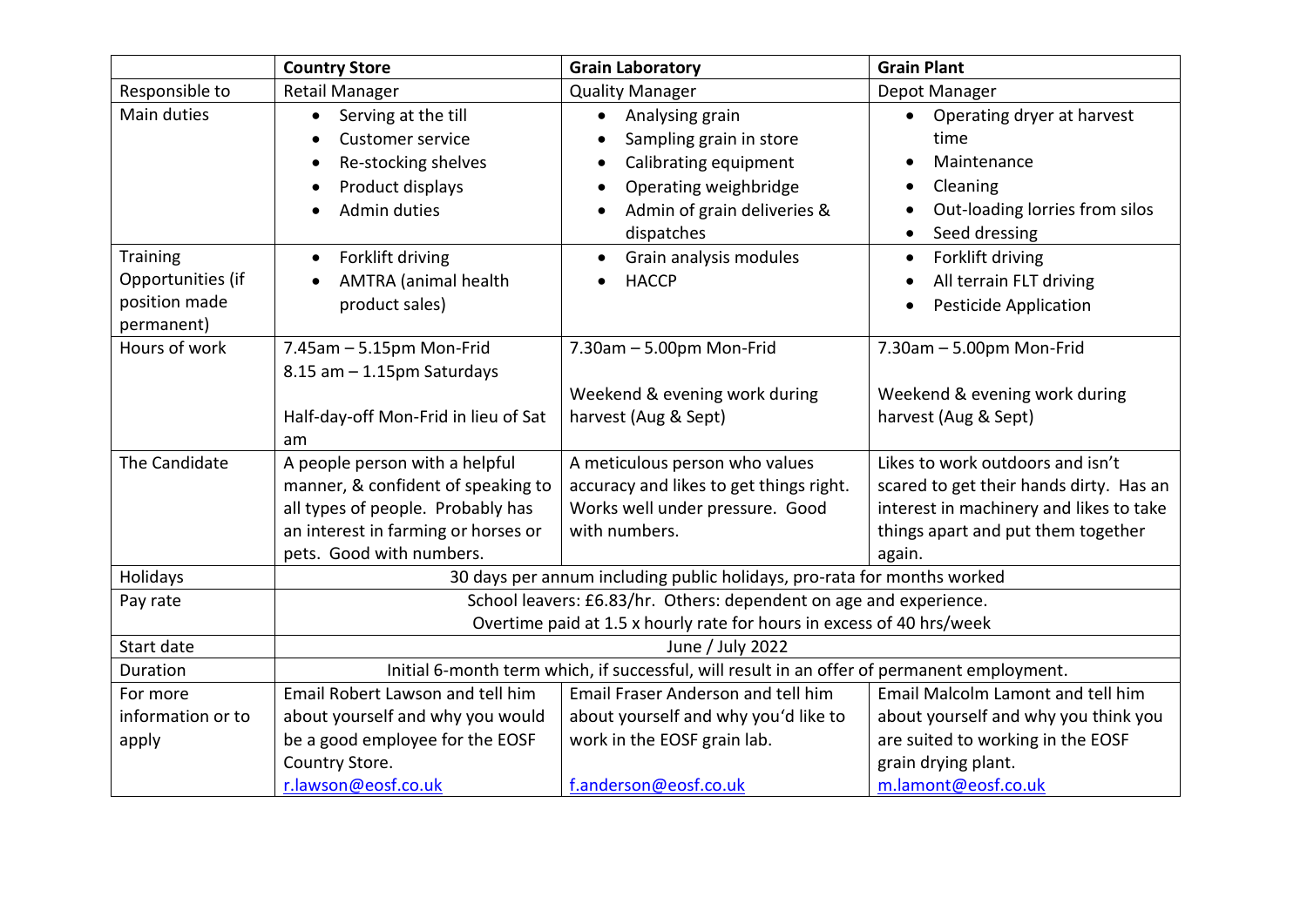| | Country Store | Grain Laboratory | Grain Plant |
|---|---|---|---|
| Responsible to | Retail Manager | Quality Manager | Depot Manager |
| Main duties | • Serving at the till<br>• Customer service<br>• Re-stocking shelves<br>• Product displays<br>• Admin duties | • Analysing grain<br>• Sampling grain in store<br>• Calibrating equipment<br>• Operating weighbridge<br>• Admin of grain deliveries & dispatches | • Operating dryer at harvest time<br>• Maintenance<br>• Cleaning<br>• Out-loading lorries from silos<br>• Seed dressing |
| Training Opportunities (if position made permanent) | • Forklift driving<br>• AMTRA (animal health product sales) | • Grain analysis modules<br>• HACCP | • Forklift driving<br>• All terrain FLT driving<br>• Pesticide Application |
| Hours of work | 7.45am – 5.15pm Mon-Frid<br>8.15 am – 1.15pm Saturdays<br><br>Half-day-off Mon-Frid in lieu of Sat am | 7.30am – 5.00pm Mon-Frid<br><br>Weekend & evening work during harvest (Aug & Sept) | 7.30am – 5.00pm Mon-Frid<br><br>Weekend & evening work during harvest (Aug & Sept) |
| The Candidate | A people person with a helpful manner, & confident of speaking to all types of people. Probably has an interest in farming or horses or pets. Good with numbers. | A meticulous person who values accuracy and likes to get things right. Works well under pressure. Good with numbers. | Likes to work outdoors and isn't scared to get their hands dirty. Has an interest in machinery and likes to take things apart and put them together again. |
| Holidays | 30 days per annum including public holidays, pro-rata for months worked | | |
| Pay rate | School leavers: £6.83/hr. Others: dependent on age and experience.<br>Overtime paid at 1.5 x hourly rate for hours in excess of 40 hrs/week | | |
| Start date | June / July 2022 | | |
| Duration | Initial 6-month term which, if successful, will result in an offer of permanent employment. | | |
| For more information or to apply | Email Robert Lawson and tell him about yourself and why you would be a good employee for the EOSF Country Store.<br>r.lawson@eosf.co.uk | Email Fraser Anderson and tell him about yourself and why you'd like to work in the EOSF grain lab.<br><br>f.anderson@eosf.co.uk | Email Malcolm Lamont and tell him about yourself and why you think you are suited to working in the EOSF grain drying plant.<br>m.lamont@eosf.co.uk |